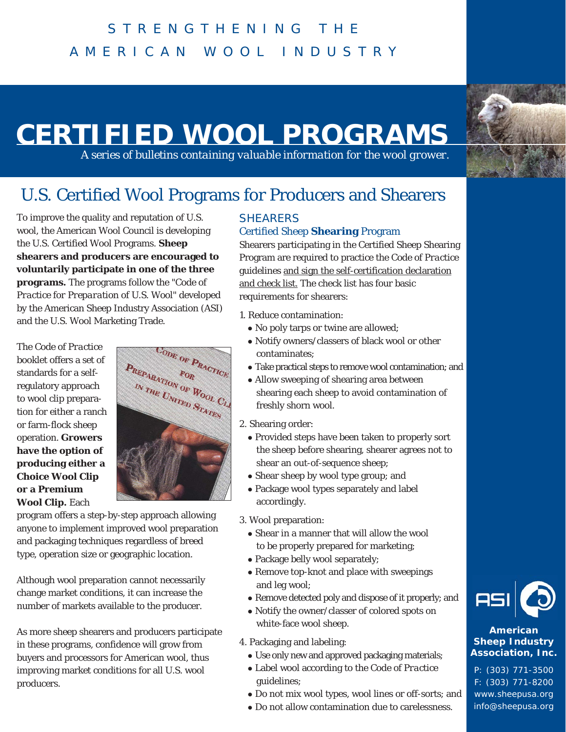STRENGTHENING THE AMERICAN WOOL INDUSTRY

# CERTIFIED WOOL PROGRAMS

*A series of bulletins containing valuable information for the wool grower.*

## U.S. Certified Wool Programs for Producers and Shearers

To improve the quality and reputation of U.S. wool, the American Wool Council is developing the U.S. Certified Wool Programs. **Sheep shearers and producers are encouraged to voluntarily participate in one of the three programs.** The programs follow the "Code of *Practice* for *Preparation* of U.S. Wool" developed by the American Sheep Industry Association (ASI) and the U.S. Wool Marketing Trade.

The Code of *Practice* booklet offers a set of standards for a self-regulatory approach to wool clip preparation for either a ranch or farm-flock sheep operation. **Growers have the option of producing either a Choice Wool Clip or a Premium Wool Clip.** Each program offers a step-by-step approach allowing anyone to implement improved wool preparation and packaging techniques regardless of breed type, operation size or geographic location.

Although wool preparation cannot necessarily change market conditions, it can increase the number of markets available to the producer.

As more sheep shearers and producers participate in these programs, confidence will grow from buyers and processors for American wool, thus improving market conditions for all U.S. wool producers.

### SHEARERS

#### Certified Sheep **Shearing** Program

Shearers participating in the Certified Sheep Shearing Program are required to practice the Code of *Practice* guidelines and sign the self-certification declaration and check list. The check list has four basic requirements for shearers:

1. Reduce contamination:
   - No poly tarps or twine are allowed;
   - Notify owners/classers of black wool or other contaminates;
   - Take practical steps to remove wool contamination; and
   - Allow sweeping of shearing area between shearing each sheep to avoid contamination of freshly shorn wool.
2. Shearing order:
   - Provided steps have been taken to properly sort the sheep before shearing, shearer agrees not to shear an out-of-sequence sheep;
   - Shear sheep by wool type group; and
   - Package wool types separately and label accordingly.
3. Wool preparation:
   - Shear in a manner that will allow the wool to be properly prepared for marketing;
   - Package belly wool separately;
   - Remove top-knot and place with sweepings and leg wool;
   - Remove detected poly and dispose of it properly; and
   - Notify the owner/classer of colored spots on white-face wool sheep.
4. Packaging and labeling:
   - Use only new and approved packaging materials;
   - Label wool according to the Code of *Practice* guidelines;
   - Do not mix wool types, wool lines or off-sorts; and
   - Do not allow contamination due to carelessness.

**American Sheep Industry Association, Inc.**

P: (303) 771-3500
F: (303) 771-8200
www.sheepusa.org
info@sheepusa.org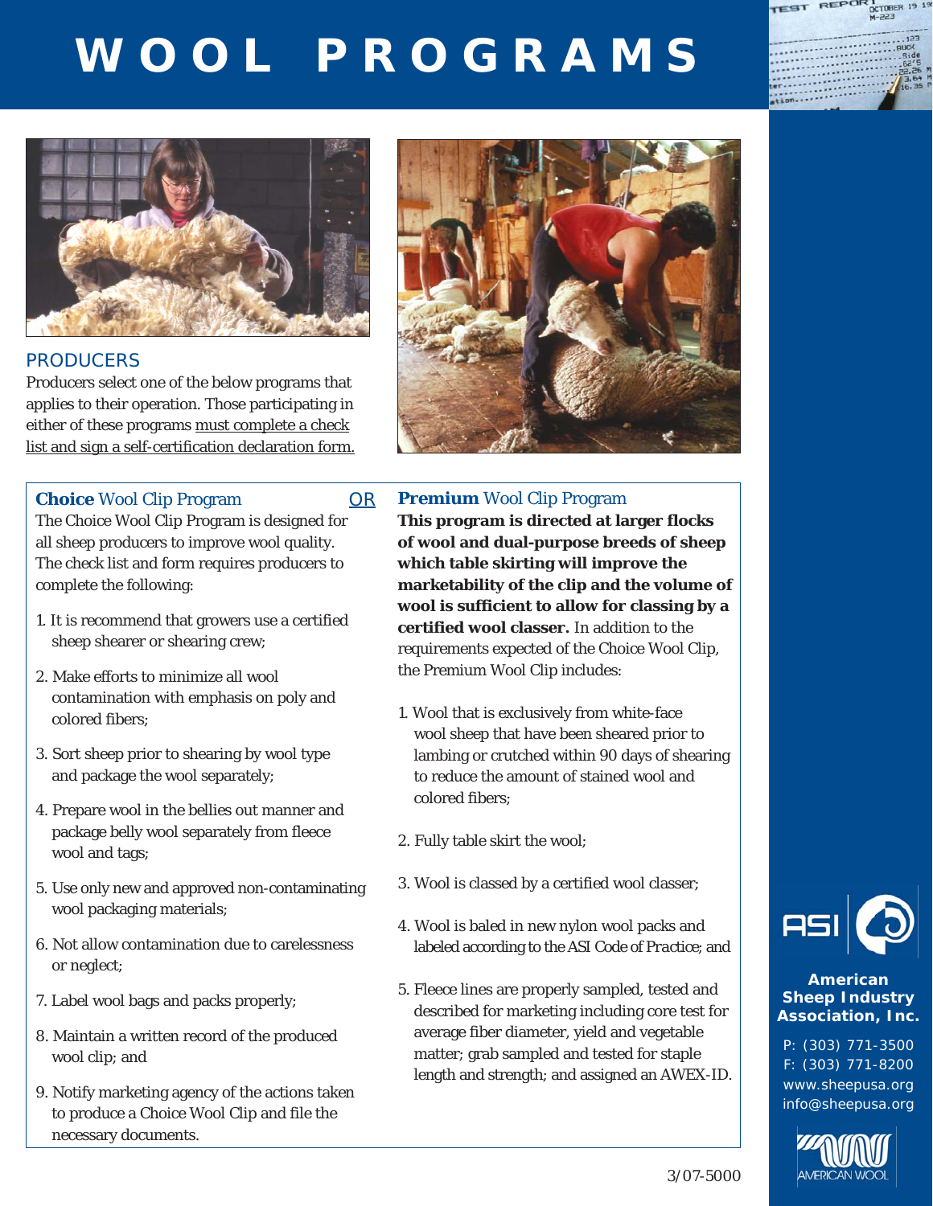# WOOL PROGRAMS

## PRODUCERS

Producers select one of the below programs that applies to their operation. Those participating in either of these programs must complete a check list and sign a self-certification declaration form.

### **Choice** Wool Clip Program

OR

The Choice Wool Clip Program is designed for all sheep producers to improve wool quality. The check list and form requires producers to complete the following:

1. It is recommend that growers use a certified sheep shearer or shearing crew;
2. Make efforts to minimize all wool contamination with emphasis on poly and colored fibers;
3. Sort sheep prior to shearing by wool type and package the wool separately;
4. Prepare wool in the bellies out manner and package belly wool separately from fleece wool and tags;
5. Use only new and approved non-contaminating wool packaging materials;
6. Not allow contamination due to carelessness or neglect;
7. Label wool bags and packs properly;
8. Maintain a written record of the produced wool clip; and
9. Notify marketing agency of the actions taken to produce a Choice Wool Clip and file the necessary documents.

### **Premium** Wool Clip Program

**This program is directed at larger flocks of wool and dual-purpose breeds of sheep which table skirting will improve the marketability of the clip and the volume of wool is sufficient to allow for classing by a certified wool classer.** In addition to the requirements expected of the Choice Wool Clip, the Premium Wool Clip includes:

1. Wool that is exclusively from white-face wool sheep that have been sheared prior to lambing or crutched within 90 days of shearing to reduce the amount of stained wool and colored fibers;
2. Fully table skirt the wool;
3. Wool is classed by a certified wool classer;
4. Wool is baled in new nylon wool packs and labeled according to the ASI *Code of Practice*; and
5. Fleece lines are properly sampled, tested and described for marketing including core test for average fiber diameter, yield and vegetable matter; grab sampled and tested for staple length and strength; and assigned an AWEX-ID.

**American Sheep Industry Association, Inc.**

P: (303) 771-3500
F: (303) 771-8200
www.sheepusa.org
info@sheepusa.org

AMERICAN WOOL

3/07-5000